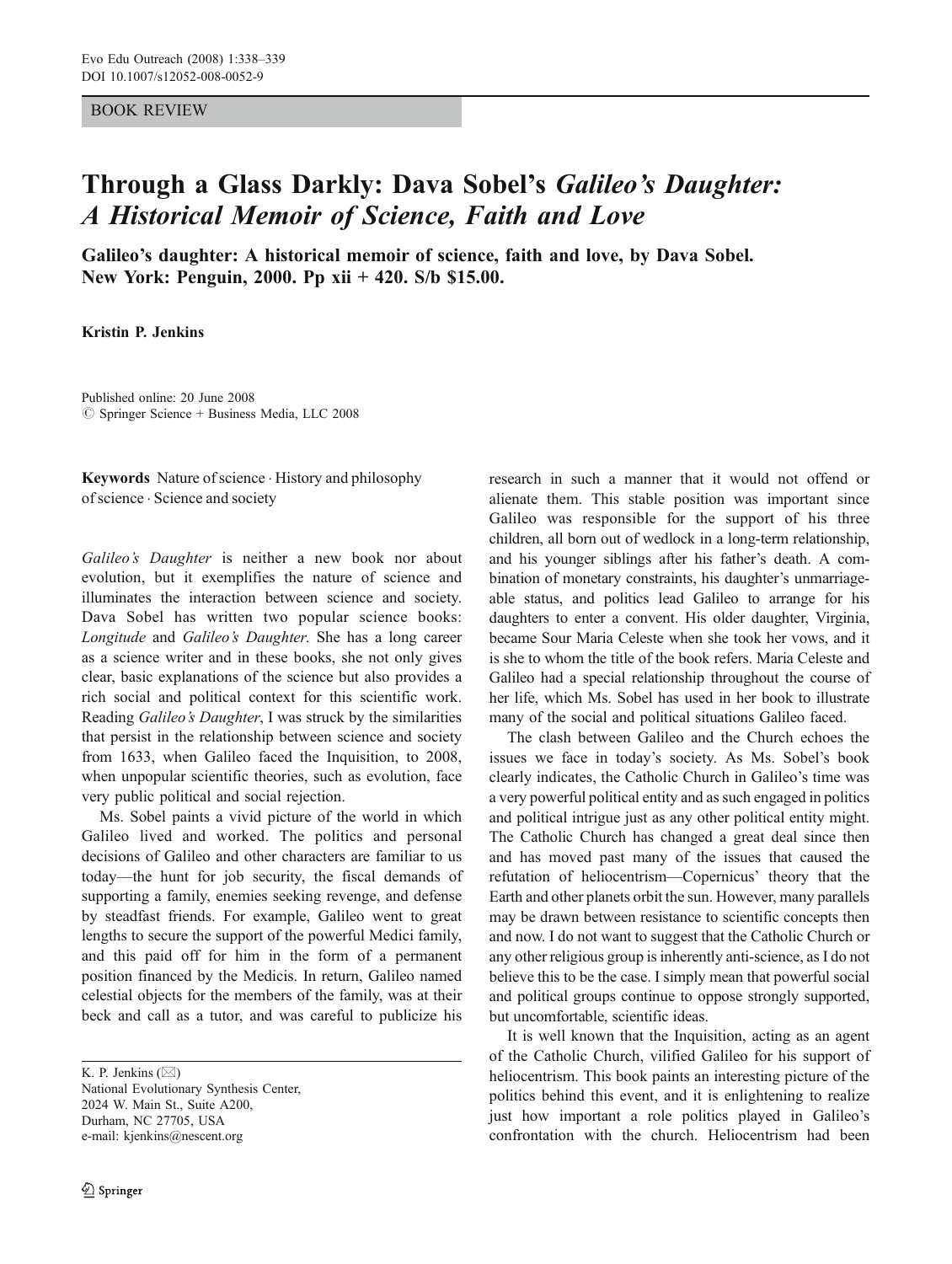BOOK REVIEW

# Through a Glass Darkly: Dava Sobel's *Galileo's Daughter: A Historical Memoir of Science, Faith and Love*

**Galileo's daughter: A historical memoir of science, faith and love, by Dava Sobel. New York: Penguin, 2000. Pp xii + 420. S/b $15.00.**

**Kristin P. Jenkins**

Published online: 20 June 2008
© Springer Science + Business Media, LLC 2008

**Keywords** Nature of science · History and philosophy of science · Science and society

*Galileo's Daughter* is neither a new book nor about evolution, but it exemplifies the nature of science and illuminates the interaction between science and society. Dava Sobel has written two popular science books: *Longitude* and *Galileo's Daughter*. She has a long career as a science writer and in these books, she not only gives clear, basic explanations of the science but also provides a rich social and political context for this scientific work. Reading *Galileo's Daughter*, I was struck by the similarities that persist in the relationship between science and society from 1633, when Galileo faced the Inquisition, to 2008, when unpopular scientific theories, such as evolution, face very public political and social rejection.

Ms. Sobel paints a vivid picture of the world in which Galileo lived and worked. The politics and personal decisions of Galileo and other characters are familiar to us today—the hunt for job security, the fiscal demands of supporting a family, enemies seeking revenge, and defense by steadfast friends. For example, Galileo went to great lengths to secure the support of the powerful Medici family, and this paid off for him in the form of a permanent position financed by the Medicis. In return, Galileo named celestial objects for the members of the family, was at their beck and call as a tutor, and was careful to publicize his research in such a manner that it would not offend or alienate them. This stable position was important since Galileo was responsible for the support of his three children, all born out of wedlock in a long-term relationship, and his younger siblings after his father's death. A combination of monetary constraints, his daughter's unmarriageable status, and politics lead Galileo to arrange for his daughters to enter a convent. His older daughter, Virginia, became Sour Maria Celeste when she took her vows, and it is she to whom the title of the book refers. Maria Celeste and Galileo had a special relationship throughout the course of her life, which Ms. Sobel has used in her book to illustrate many of the social and political situations Galileo faced.

The clash between Galileo and the Church echoes the issues we face in today's society. As Ms. Sobel's book clearly indicates, the Catholic Church in Galileo's time was a very powerful political entity and as such engaged in politics and political intrigue just as any other political entity might. The Catholic Church has changed a great deal since then and has moved past many of the issues that caused the refutation of heliocentrism—Copernicus' theory that the Earth and other planets orbit the sun. However, many parallels may be drawn between resistance to scientific concepts then and now. I do not want to suggest that the Catholic Church or any other religious group is inherently anti-science, as I do not believe this to be the case. I simply mean that powerful social and political groups continue to oppose strongly supported, but uncomfortable, scientific ideas.

It is well known that the Inquisition, acting as an agent of the Catholic Church, vilified Galileo for his support of heliocentrism. This book paints an interesting picture of the politics behind this event, and it is enlightening to realize just how important a role politics played in Galileo's confrontation with the church. Heliocentrism had been

---

K. P. Jenkins (✉)
National Evolutionary Synthesis Center,
2024 W. Main St., Suite A200,
Durham, NC 27705, USA
e-mail: kjenkins@nescent.org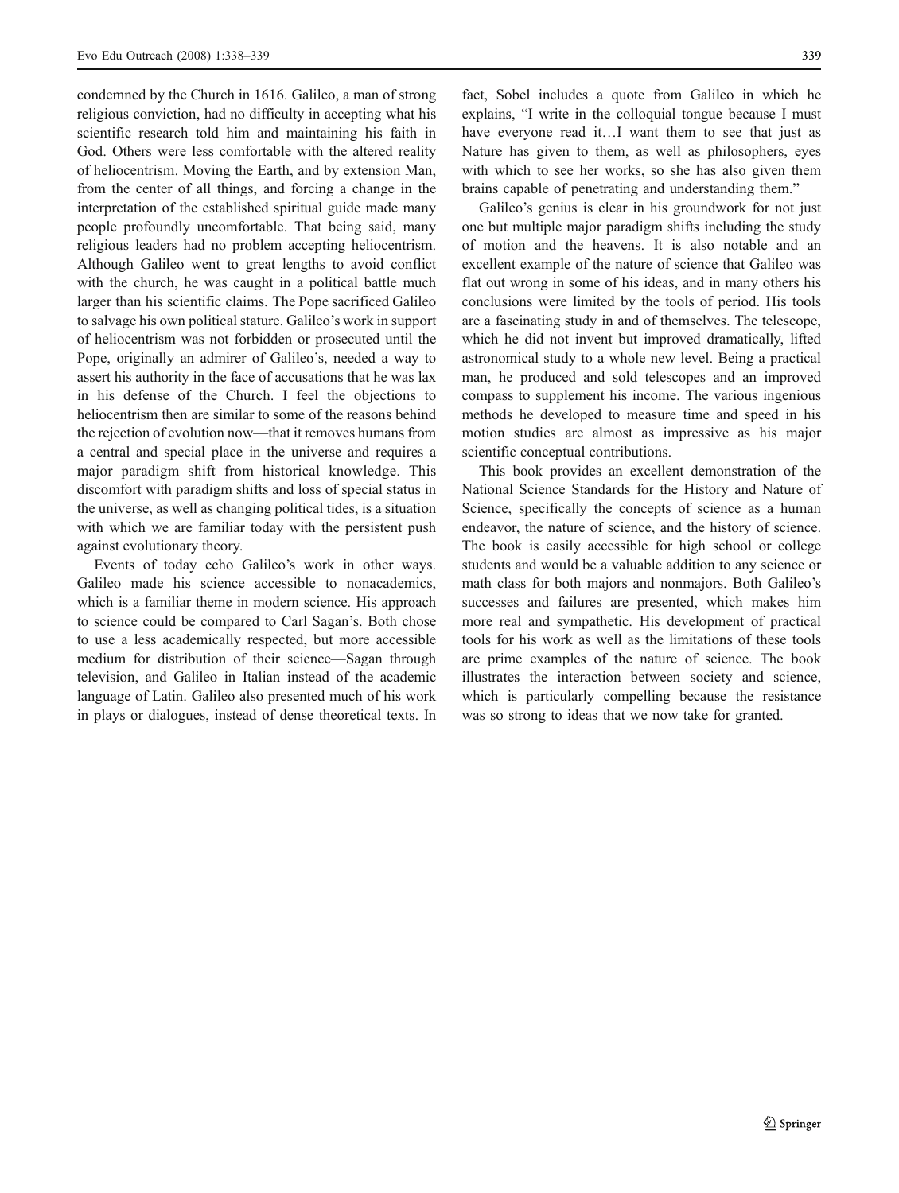condemned by the Church in 1616. Galileo, a man of strong religious conviction, had no difficulty in accepting what his scientific research told him and maintaining his faith in God. Others were less comfortable with the altered reality of heliocentrism. Moving the Earth, and by extension Man, from the center of all things, and forcing a change in the interpretation of the established spiritual guide made many people profoundly uncomfortable. That being said, many religious leaders had no problem accepting heliocentrism. Although Galileo went to great lengths to avoid conflict with the church, he was caught in a political battle much larger than his scientific claims. The Pope sacrificed Galileo to salvage his own political stature. Galileo's work in support of heliocentrism was not forbidden or prosecuted until the Pope, originally an admirer of Galileo's, needed a way to assert his authority in the face of accusations that he was lax in his defense of the Church. I feel the objections to heliocentrism then are similar to some of the reasons behind the rejection of evolution now—that it removes humans from a central and special place in the universe and requires a major paradigm shift from historical knowledge. This discomfort with paradigm shifts and loss of special status in the universe, as well as changing political tides, is a situation with which we are familiar today with the persistent push against evolutionary theory.

Events of today echo Galileo's work in other ways. Galileo made his science accessible to nonacademics, which is a familiar theme in modern science. His approach to science could be compared to Carl Sagan's. Both chose to use a less academically respected, but more accessible medium for distribution of their science—Sagan through television, and Galileo in Italian instead of the academic language of Latin. Galileo also presented much of his work in plays or dialogues, instead of dense theoretical texts. In fact, Sobel includes a quote from Galileo in which he explains, "I write in the colloquial tongue because I must have everyone read it…I want them to see that just as Nature has given to them, as well as philosophers, eyes with which to see her works, so she has also given them brains capable of penetrating and understanding them."

Galileo's genius is clear in his groundwork for not just one but multiple major paradigm shifts including the study of motion and the heavens. It is also notable and an excellent example of the nature of science that Galileo was flat out wrong in some of his ideas, and in many others his conclusions were limited by the tools of period. His tools are a fascinating study in and of themselves. The telescope, which he did not invent but improved dramatically, lifted astronomical study to a whole new level. Being a practical man, he produced and sold telescopes and an improved compass to supplement his income. The various ingenious methods he developed to measure time and speed in his motion studies are almost as impressive as his major scientific conceptual contributions.

This book provides an excellent demonstration of the National Science Standards for the History and Nature of Science, specifically the concepts of science as a human endeavor, the nature of science, and the history of science. The book is easily accessible for high school or college students and would be a valuable addition to any science or math class for both majors and nonmajors. Both Galileo's successes and failures are presented, which makes him more real and sympathetic. His development of practical tools for his work as well as the limitations of these tools are prime examples of the nature of science. The book illustrates the interaction between society and science, which is particularly compelling because the resistance was so strong to ideas that we now take for granted.